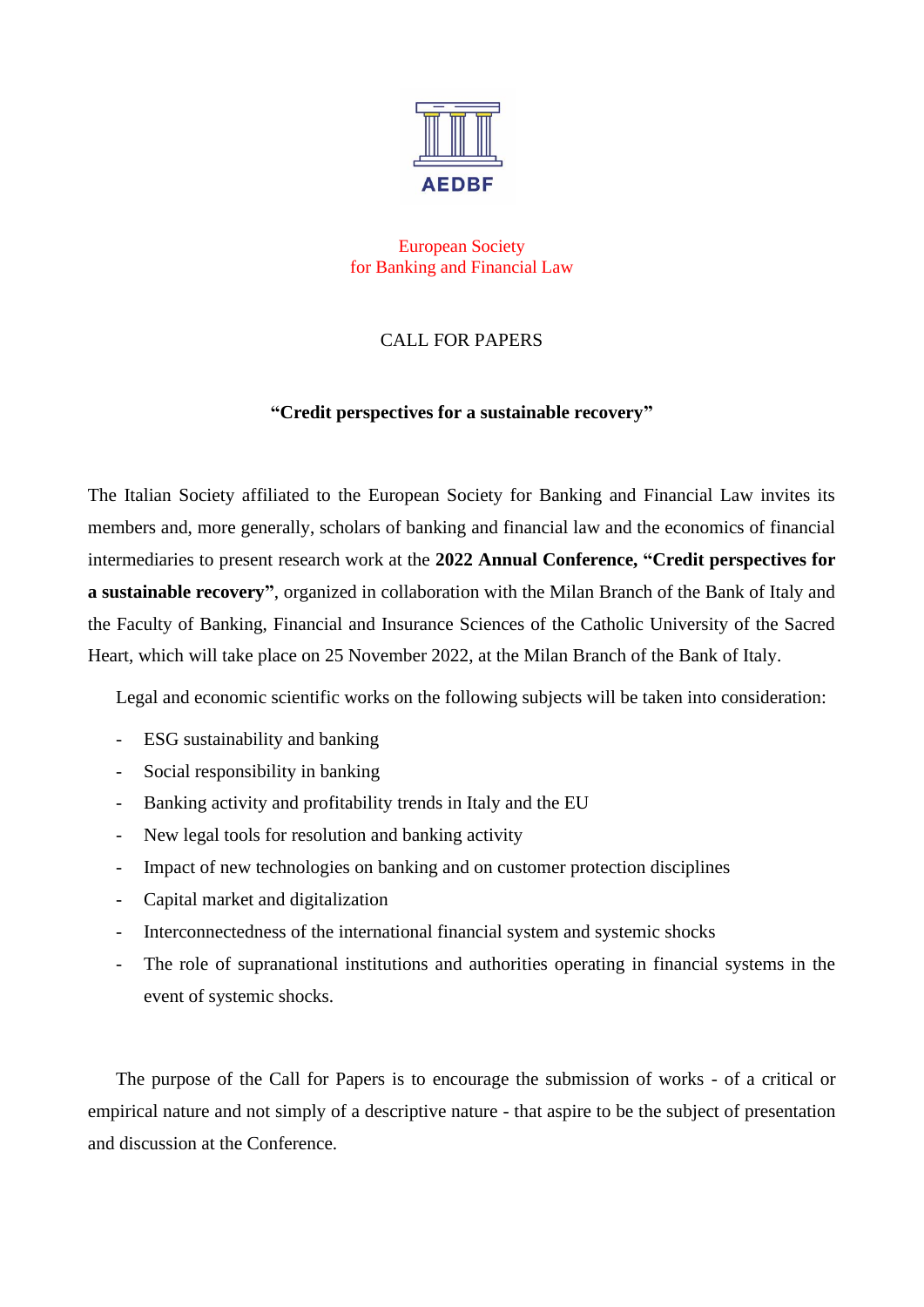AEDBF

European Society
for Banking and Financial Law

CALL FOR PAPERS

**"Credit perspectives for a sustainable recovery"**

The Italian Society affiliated to the European Society for Banking and Financial Law invites its members and, more generally, scholars of banking and financial law and the economics of financial intermediaries to present research work at the **2022 Annual Conference, "Credit perspectives for a sustainable recovery"**, organized in collaboration with the Milan Branch of the Bank of Italy and the Faculty of Banking, Financial and Insurance Sciences of the Catholic University of the Sacred Heart, which will take place on 25 November 2022, at the Milan Branch of the Bank of Italy.

Legal and economic scientific works on the following subjects will be taken into consideration:

- ESG sustainability and banking
- Social responsibility in banking
- Banking activity and profitability trends in Italy and the EU
- New legal tools for resolution and banking activity
- Impact of new technologies on banking and on customer protection disciplines
- Capital market and digitalization
- Interconnectedness of the international financial system and systemic shocks
- The role of supranational institutions and authorities operating in financial systems in the event of systemic shocks.

The purpose of the Call for Papers is to encourage the submission of works - of a critical or empirical nature and not simply of a descriptive nature - that aspire to be the subject of presentation and discussion at the Conference.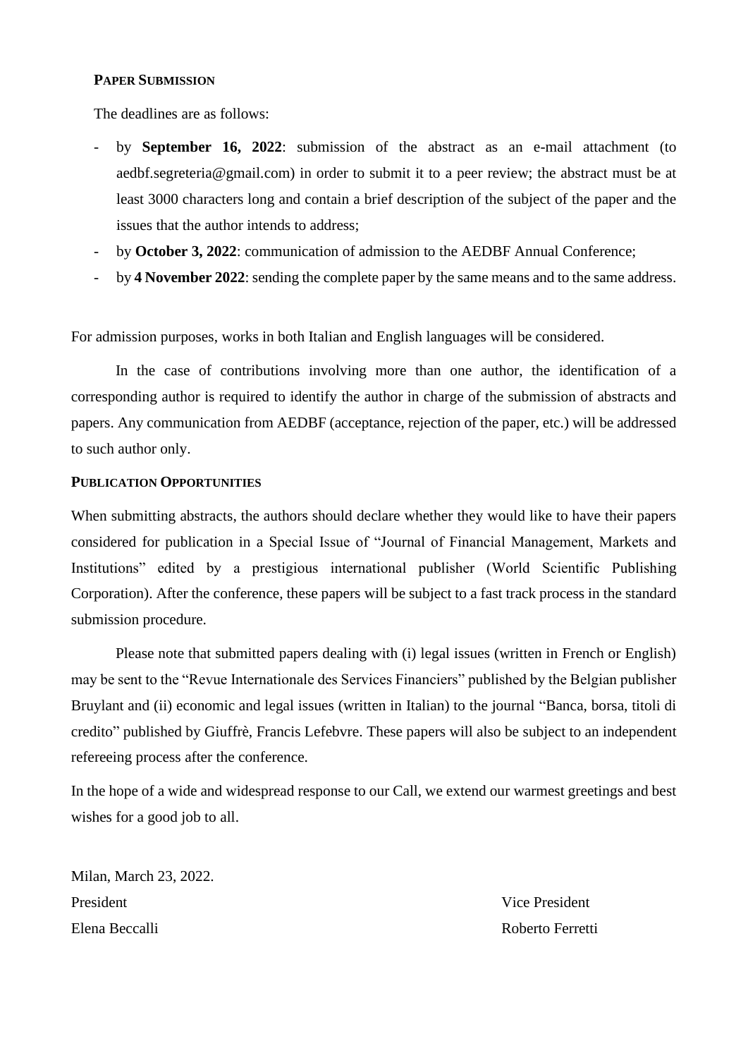**PAPER SUBMISSION**

The deadlines are as follows:

- by **September 16, 2022**: submission of the abstract as an e-mail attachment (to aedbf.segreteria@gmail.com) in order to submit it to a peer review; the abstract must be at least 3000 characters long and contain a brief description of the subject of the paper and the issues that the author intends to address;
- by **October 3, 2022**: communication of admission to the AEDBF Annual Conference;
- by **4 November 2022**: sending the complete paper by the same means and to the same address.

For admission purposes, works in both Italian and English languages will be considered.

In the case of contributions involving more than one author, the identification of a corresponding author is required to identify the author in charge of the submission of abstracts and papers. Any communication from AEDBF (acceptance, rejection of the paper, etc.) will be addressed to such author only.

**PUBLICATION OPPORTUNITIES**

When submitting abstracts, the authors should declare whether they would like to have their papers considered for publication in a Special Issue of "Journal of Financial Management, Markets and Institutions" edited by a prestigious international publisher (World Scientific Publishing Corporation). After the conference, these papers will be subject to a fast track process in the standard submission procedure.

Please note that submitted papers dealing with (i) legal issues (written in French or English) may be sent to the "Revue Internationale des Services Financiers" published by the Belgian publisher Bruylant and (ii) economic and legal issues (written in Italian) to the journal "Banca, borsa, titoli di credito" published by Giuffrè, Francis Lefebvre. These papers will also be subject to an independent refereeing process after the conference.

In the hope of a wide and widespread response to our Call, we extend our warmest greetings and best wishes for a good job to all.

Milan, March 23, 2022.

President
Elena Beccalli

Vice President
Roberto Ferretti